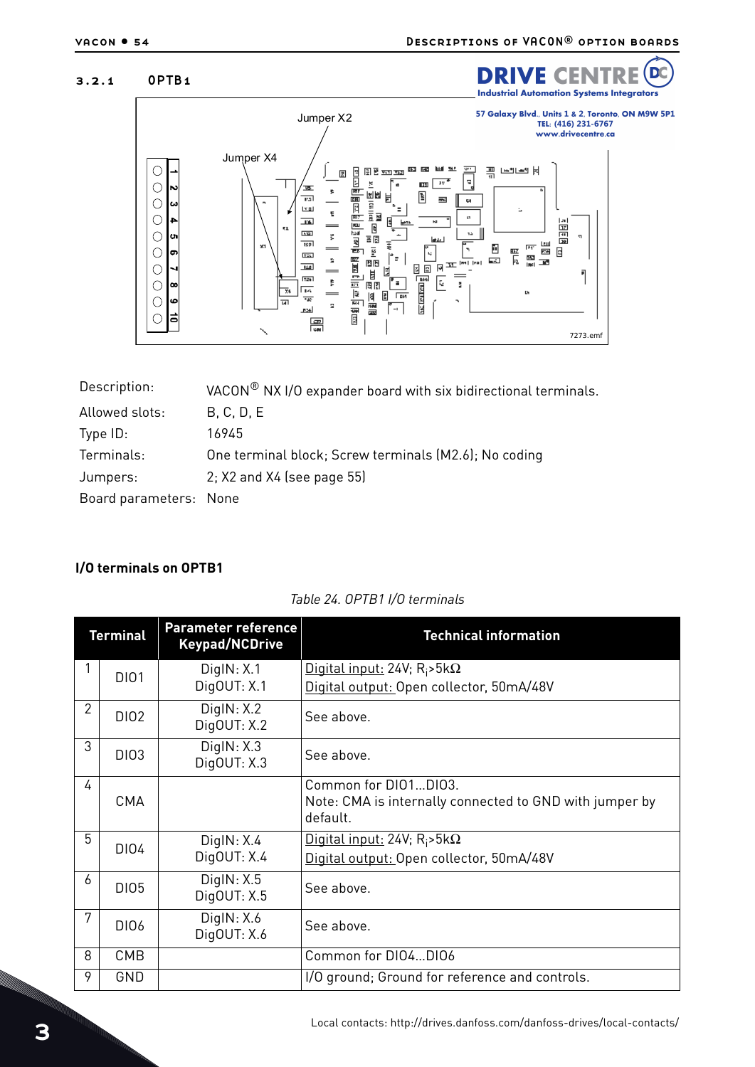### 3.2.1 OPTB1

Jumper X2

Jumper X4

7273.emf

| | |
|---|---|
| Description: | VACON® NX I/O expander board with six bidirectional terminals. |
| Allowed slots: | B, C, D, E |
| Type ID: | 16945 |
| Terminals: | One terminal block; Screw terminals (M2.6); No coding |
| Jumpers: | 2; X2 and X4 (see page 55) |
| Board parameters: | None |

#### I/O terminals on OPTB1

*Table 24. OPTB1 I/O terminals*

| Terminal | | Parameter reference Keypad/NCDrive | Technical information |
|---|---|---|---|
| 1 | DIO1 | DigIN: X.1<br>DigOUT: X.1 | Digital input: 24V; $R_i$>5kΩ<br>Digital output: Open collector, 50mA/48V |
| 2 | DIO2 | DigIN: X.2<br>DigOUT: X.2 | See above. |
| 3 | DIO3 | DigIN: X.3<br>DigOUT: X.3 | See above. |
| 4 | CMA | | Common for DIO1...DIO3.<br>Note: CMA is internally connected to GND with jumper by default. |
| 5 | DIO4 | DigIN: X.4<br>DigOUT: X.4 | Digital input: 24V; $R_i$>5kΩ<br>Digital output: Open collector, 50mA/48V |
| 6 | DIO5 | DigIN: X.5<br>DigOUT: X.5 | See above. |
| 7 | DIO6 | DigIN: X.6<br>DigOUT: X.6 | See above. |
| 8 | CMB | | Common for DIO4...DIO6 |
| 9 | GND | | I/O ground; Ground for reference and controls. |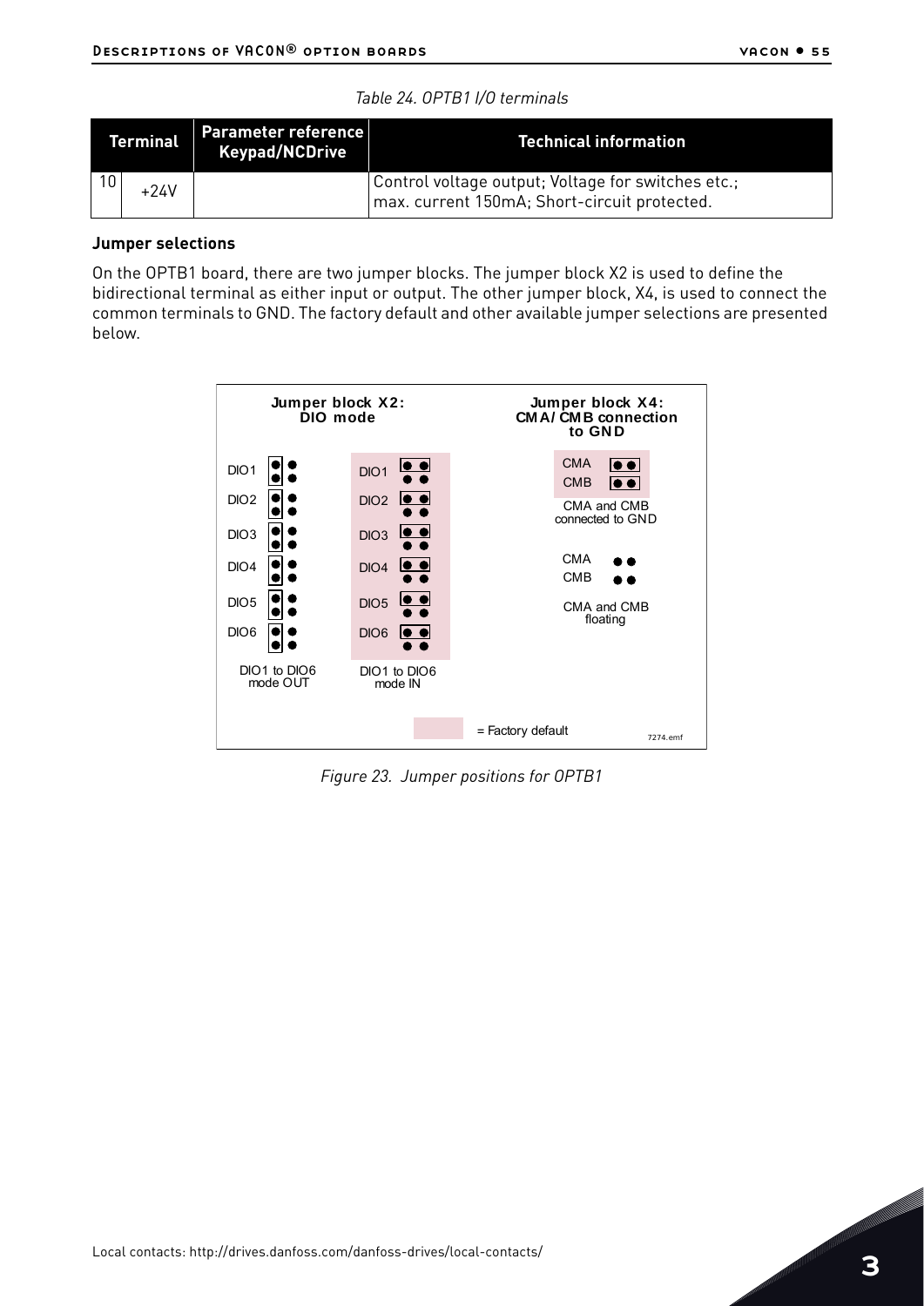*Table 24. OPTB1 I/O terminals*

| Terminal | | Parameter reference Keypad/NCDrive | Technical information |
|---|---|---|---|
| 10 | +24V | | Control voltage output; Voltage for switches etc.; max. current 150mA; Short-circuit protected. |

**Jumper selections**

On the OPTB1 board, there are two jumper blocks. The jumper block X2 is used to define the bidirectional terminal as either input or output. The other jumper block, X4, is used to connect the common terminals to GND. The factory default and other available jumper selections are presented below.

Jumper block X2: DIO mode

DIO1
DIO2
DIO3
DIO4
DIO5
DIO6

DIO1 to DIO6 mode OUT

DIO1
DIO2
DIO3
DIO4
DIO5
DIO6

DIO1 to DIO6 mode IN

Jumper block X4: CMA/CMB connection to GND

CMA
CMB

CMA and CMB connected to GND

CMA
CMB

CMA and CMB floating

= Factory default

7274.emf

*Figure 23. Jumper positions for OPTB1*